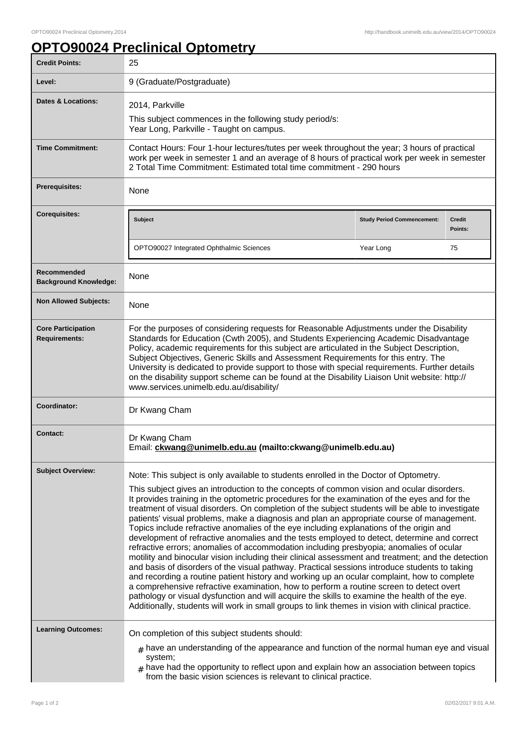# OPTO90024 Preclinical Optometry

| | |
|---|---|
| **Credit Points:** | 25 |
| **Level:** | 9 (Graduate/Postgraduate) |
| **Dates & Locations:** | 2014, Parkville<br>This subject commences in the following study period/s:<br>Year Long, Parkville - Taught on campus. |
| **Time Commitment:** | Contact Hours: Four 1-hour lectures/tutes per week throughout the year; 3 hours of practical work per week in semester 1 and an average of 8 hours of practical work per week in semester 2 Total Time Commitment: Estimated total time commitment - 290 hours |
| **Prerequisites:** | None |
| **Corequisites:** | **Subject** / **Study Period Commencement:** / **Credit Points:**<br>OPTO90027 Integrated Ophthalmic Sciences / Year Long / 75 |
| **Recommended Background Knowledge:** | None |
| **Non Allowed Subjects:** | None |
| **Core Participation Requirements:** | For the purposes of considering requests for Reasonable Adjustments under the Disability Standards for Education (Cwth 2005), and Students Experiencing Academic Disadvantage Policy, academic requirements for this subject are articulated in the Subject Description, Subject Objectives, Generic Skills and Assessment Requirements for this entry. The University is dedicated to provide support to those with special requirements. Further details on the disability support scheme can be found at the Disability Liaison Unit website: http://www.services.unimelb.edu.au/disability/ |
| **Coordinator:** | Dr Kwang Cham |
| **Contact:** | Dr Kwang Cham<br>Email: **ckwang@unimelb.edu.au (mailto:ckwang@unimelb.edu.au)** |
| **Subject Overview:** | Note: This subject is only available to students enrolled in the Doctor of Optometry.<br>This subject gives an introduction to the concepts of common vision and ocular disorders. It provides training in the optometric procedures for the examination of the eyes and for the treatment of visual disorders. On completion of the subject students will be able to investigate patients' visual problems, make a diagnosis and plan an appropriate course of management. Topics include refractive anomalies of the eye including explanations of the origin and development of refractive anomalies and the tests employed to detect, determine and correct refractive errors; anomalies of accommodation including presbyopia; anomalies of ocular motility and binocular vision including their clinical assessment and treatment; and the detection and basis of disorders of the visual pathway. Practical sessions introduce students to taking and recording a routine patient history and working up an ocular complaint, how to complete a comprehensive refractive examination, how to perform a routine screen to detect overt pathology or visual dysfunction and will acquire the skills to examine the health of the eye. Additionally, students will work in small groups to link themes in vision with clinical practice. |
| **Learning Outcomes:** | On completion of this subject students should:<br># have an understanding of the appearance and function of the normal human eye and visual system;<br># have had the opportunity to reflect upon and explain how an association between topics from the basic vision sciences is relevant to clinical practice. |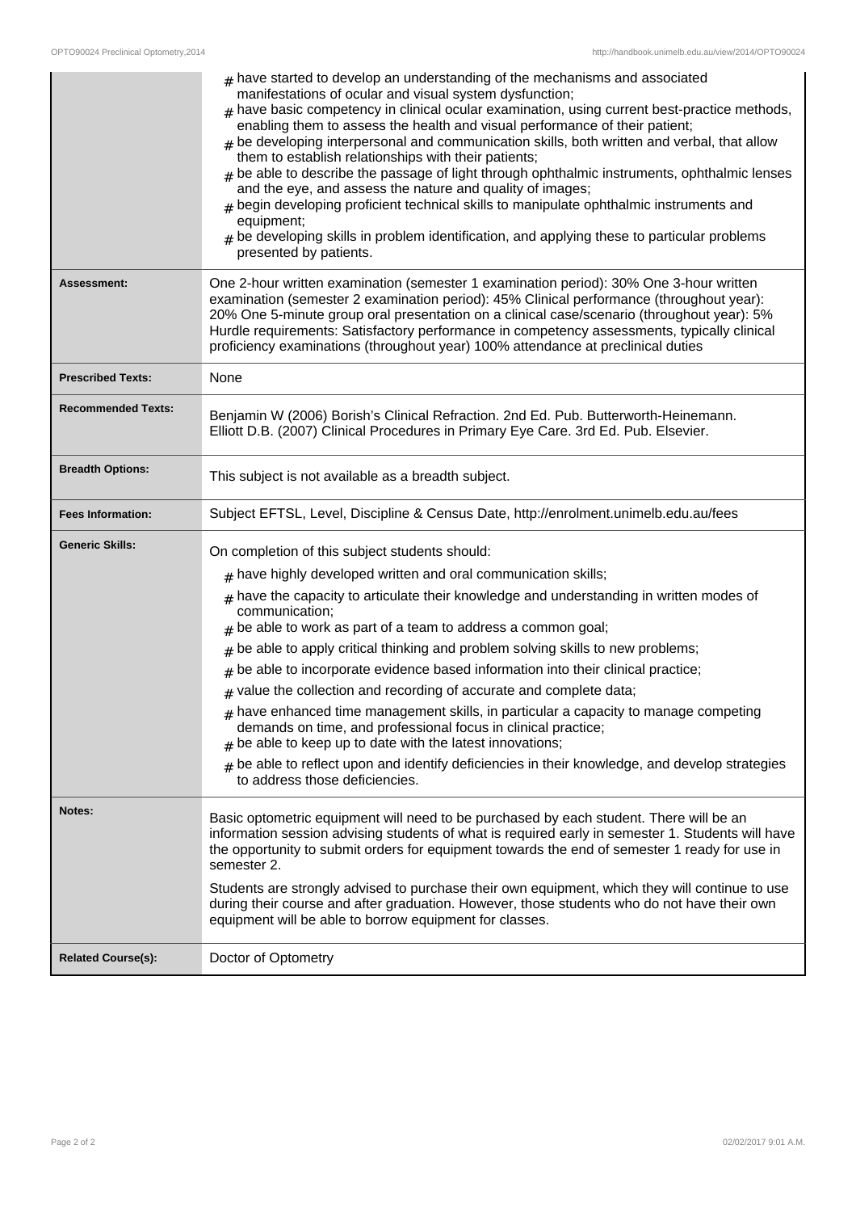| | |
|---|---|
| | # have started to develop an understanding of the mechanisms and associated manifestations of ocular and visual system dysfunction;<br># have basic competency in clinical ocular examination, using current best-practice methods, enabling them to assess the health and visual performance of their patient;<br># be developing interpersonal and communication skills, both written and verbal, that allow them to establish relationships with their patients;<br># be able to describe the passage of light through ophthalmic instruments, ophthalmic lenses and the eye, and assess the nature and quality of images;<br># begin developing proficient technical skills to manipulate ophthalmic instruments and equipment;<br># be developing skills in problem identification, and applying these to particular problems presented by patients. |
| **Assessment:** | One 2-hour written examination (semester 1 examination period): 30% One 3-hour written examination (semester 2 examination period): 45% Clinical performance (throughout year): 20% One 5-minute group oral presentation on a clinical case/scenario (throughout year): 5% Hurdle requirements: Satisfactory performance in competency assessments, typically clinical proficiency examinations (throughout year) 100% attendance at preclinical duties |
| **Prescribed Texts:** | None |
| **Recommended Texts:** | Benjamin W (2006) Borish's Clinical Refraction. 2nd Ed. Pub. Butterworth-Heinemann.<br>Elliott D.B. (2007) Clinical Procedures in Primary Eye Care. 3rd Ed. Pub. Elsevier. |
| **Breadth Options:** | This subject is not available as a breadth subject. |
| **Fees Information:** | Subject EFTSL, Level, Discipline & Census Date, http://enrolment.unimelb.edu.au/fees |
| **Generic Skills:** | On completion of this subject students should:<br># have highly developed written and oral communication skills;<br># have the capacity to articulate their knowledge and understanding in written modes of communication;<br># be able to work as part of a team to address a common goal;<br># be able to apply critical thinking and problem solving skills to new problems;<br># be able to incorporate evidence based information into their clinical practice;<br># value the collection and recording of accurate and complete data;<br># have enhanced time management skills, in particular a capacity to manage competing demands on time, and professional focus in clinical practice;<br># be able to keep up to date with the latest innovations;<br># be able to reflect upon and identify deficiencies in their knowledge, and develop strategies to address those deficiencies. |
| **Notes:** | Basic optometric equipment will need to be purchased by each student. There will be an information session advising students of what is required early in semester 1. Students will have the opportunity to submit orders for equipment towards the end of semester 1 ready for use in semester 2.<br>Students are strongly advised to purchase their own equipment, which they will continue to use during their course and after graduation. However, those students who do not have their own equipment will be able to borrow equipment for classes. |
| **Related Course(s):** | Doctor of Optometry |